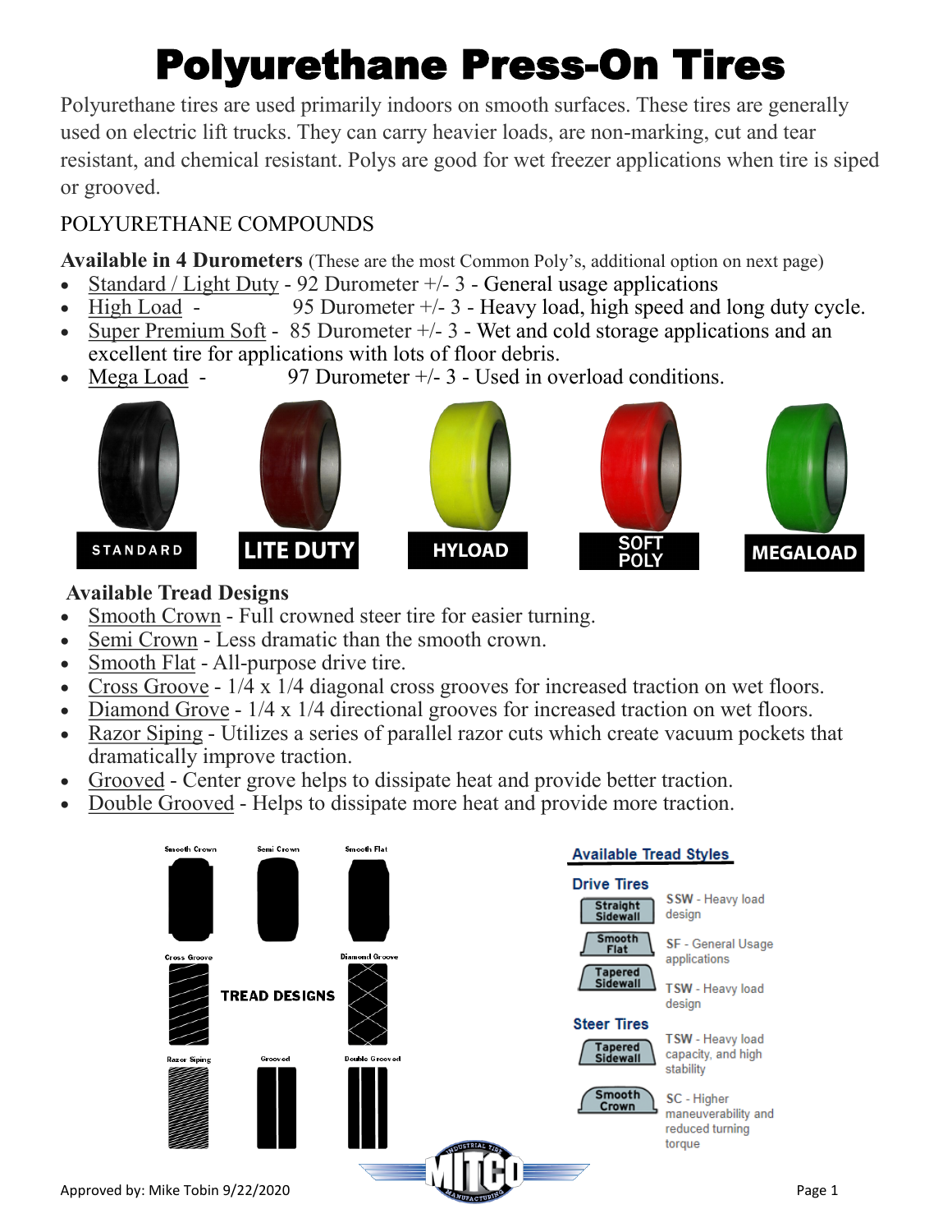# Polyurethane Press-On Tires

Polyurethane tires are used primarily indoors on smooth surfaces. These tires are generally used on electric lift trucks. They can carry heavier loads, are non-marking, cut and tear resistant, and chemical resistant. Polys are good for wet freezer applications when tire is siped or grooved.

POLYURETHANE COMPOUNDS

**Available in 4 Durometers** (These are the most Common Poly's, additional option on next page)

- Standard / Light Duty - 92 Durometer +/- 3 - General usage applications
- High Load - 95 Durometer +/- 3 - Heavy load, high speed and long duty cycle.
- Super Premium Soft - 85 Durometer +/- 3 - Wet and cold storage applications and an excellent tire for applications with lots of floor debris.
- Mega Load - 97 Durometer +/- 3 - Used in overload conditions.

STANDARD | LITE DUTY | HYLOAD | SOFT POLY | MEGALOAD

**Available Tread Designs**

- Smooth Crown - Full crowned steer tire for easier turning.
- Semi Crown - Less dramatic than the smooth crown.
- Smooth Flat - All-purpose drive tire.
- Cross Groove - 1/4 x 1/4 diagonal cross grooves for increased traction on wet floors.
- Diamond Grove - 1/4 x 1/4 directional grooves for increased traction on wet floors.
- Razor Siping - Utilizes a series of parallel razor cuts which create vacuum pockets that dramatically improve traction.
- Grooved - Center grove helps to dissipate heat and provide better traction.
- Double Grooved - Helps to dissipate more heat and provide more traction.

TREAD DESIGNS: Smooth Crown, Semi Crown, Smooth Flat, Cross Groove, Diamond Groove, Razor Siping, Grooved, Double Grooved

**Available Tread Styles**

**Drive Tires**

- Straight Sidewall — SSW - Heavy load design
- Smooth Flat — SF - General Usage applications
- Tapered Sidewall — TSW - Heavy load design

**Steer Tires**

- Tapered Sidewall — TSW - Heavy load capacity, and high stability
- Smooth Crown — SC - Higher maneuverability and reduced turning torque

Approved by: Mike Tobin 9/22/2020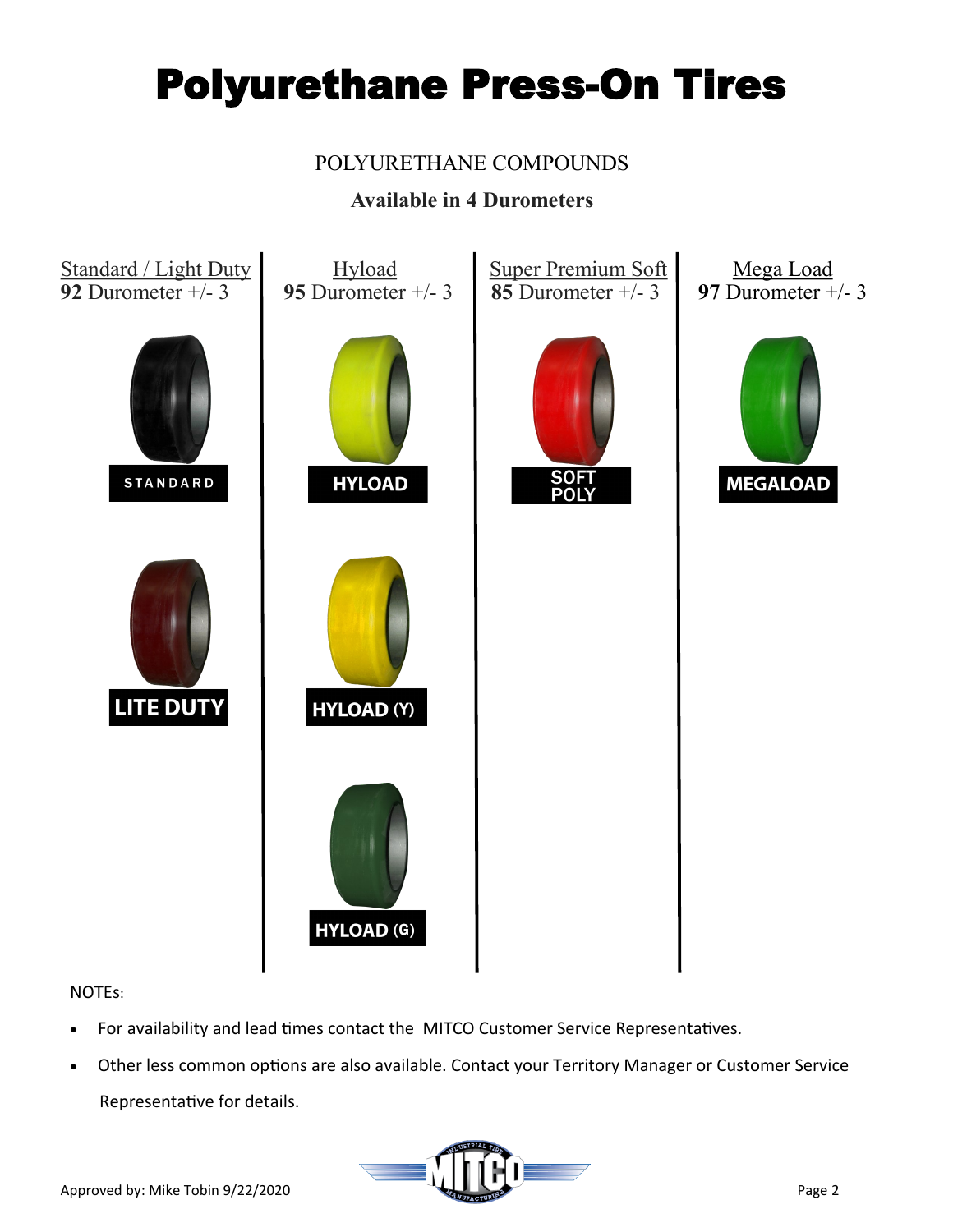# Polyurethane Press-On Tires

POLYURETHANE COMPOUNDS

**Available in 4 Durometers**

Standard / Light Duty
**92** Durometer +/- 3

STANDARD

LITE DUTY

Hyload
**95** Durometer +/- 3

HYLOAD

HYLOAD (Y)

HYLOAD (G)

Super Premium Soft
**85** Durometer +/- 3

SOFT POLY

Mega Load
**97** Durometer +/- 3

MEGALOAD

NOTEs:

- For availability and lead times contact the MITCO Customer Service Representatives.
- Other less common options are also available. Contact your Territory Manager or Customer Service Representative for details.

Approved by: Mike Tobin 9/22/2020